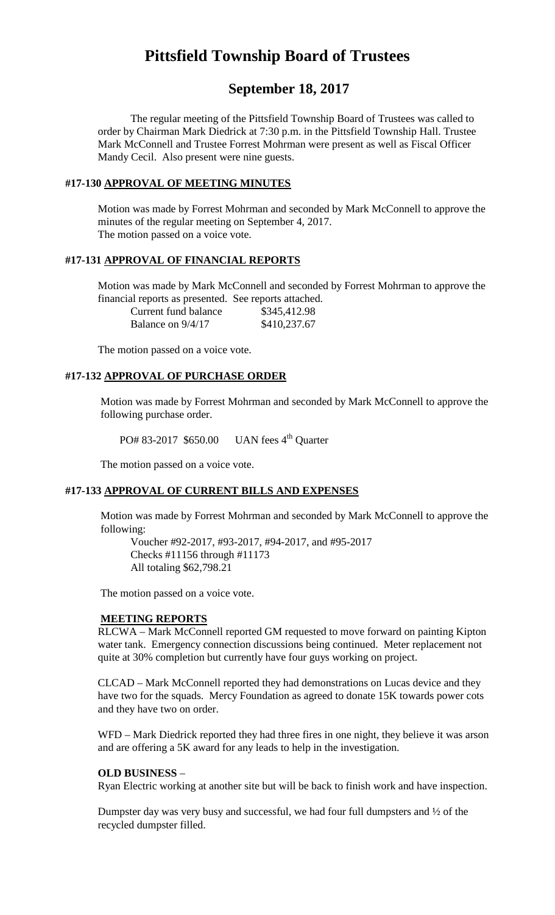# Pittsfield Township Board of Trustees

## September 18, 2017

The regular meeting of the Pittsfield Township Board of Trustees was called to order by Chairman Mark Diedrick at 7:30 p.m. in the Pittsfield Township Hall. Trustee Mark McConnell and Trustee Forrest Mohrman were present as well as Fiscal Officer Mandy Cecil. Also present were nine guests.

### #17-130 <u>APPROVAL OF MEETING MINUTES</u>

Motion was made by Forrest Mohrman and seconded by Mark McConnell to approve the minutes of the regular meeting on September 4, 2017.
The motion passed on a voice vote.

### #17-131 <u>APPROVAL OF FINANCIAL REPORTS</u>

Motion was made by Mark McConnell and seconded by Forrest Mohrman to approve the financial reports as presented. See reports attached.

| | |
|---|---|
| Current fund balance | \$345,412.98 |
| Balance on 9/4/17 | \$410,237.67 |

The motion passed on a voice vote.

### #17-132 <u>APPROVAL OF PURCHASE ORDER</u>

Motion was made by Forrest Mohrman and seconded by Mark McConnell to approve the following purchase order.

PO# 83-2017 \$650.00 UAN fees 4th Quarter

The motion passed on a voice vote.

### #17-133 <u>APPROVAL OF CURRENT BILLS AND EXPENSES</u>

Motion was made by Forrest Mohrman and seconded by Mark McConnell to approve the following:

Voucher #92-2017, #93-2017, #94-2017, and #95-2017
Checks #11156 through #11173
All totaling \$62,798.21

The motion passed on a voice vote.

### <u>MEETING REPORTS</u>

RLCWA – Mark McConnell reported GM requested to move forward on painting Kipton water tank. Emergency connection discussions being continued. Meter replacement not quite at 30% completion but currently have four guys working on project.

CLCAD – Mark McConnell reported they had demonstrations on Lucas device and they have two for the squads. Mercy Foundation as agreed to donate 15K towards power cots and they have two on order.

WFD – Mark Diedrick reported they had three fires in one night, they believe it was arson and are offering a 5K award for any leads to help in the investigation.

### OLD BUSINESS –

Ryan Electric working at another site but will be back to finish work and have inspection.

Dumpster day was very busy and successful, we had four full dumpsters and ½ of the recycled dumpster filled.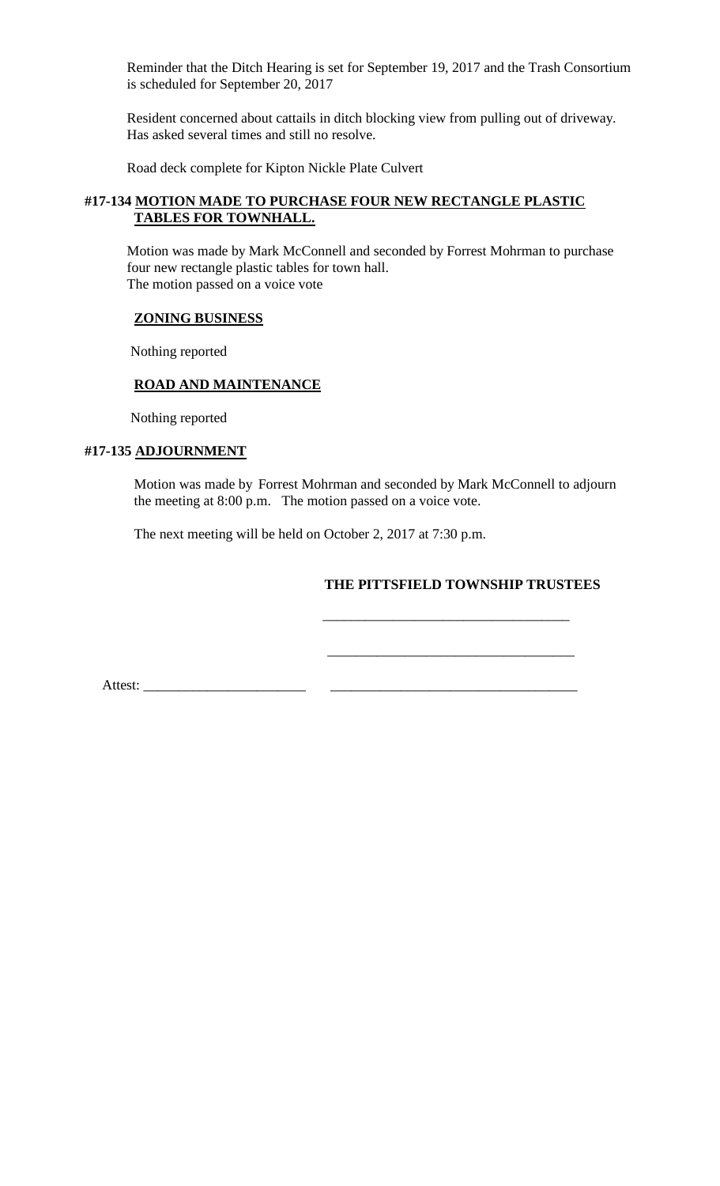Reminder that the Ditch Hearing is set for September 19, 2017 and the Trash Consortium is scheduled for September 20, 2017

Resident concerned about cattails in ditch blocking view from pulling out of driveway. Has asked several times and still no resolve.

Road deck complete for Kipton Nickle Plate Culvert

**#17-134 MOTION MADE TO PURCHASE FOUR NEW RECTANGLE PLASTIC TABLES FOR TOWNHALL.**

Motion was made by Mark McConnell and seconded by Forrest Mohrman to purchase four new rectangle plastic tables for town hall.
The motion passed on a voice vote

**ZONING BUSINESS**

Nothing reported

**ROAD AND MAINTENANCE**

Nothing reported

**#17-135 ADJOURNMENT**

Motion was made by Forrest Mohrman and seconded by Mark McConnell to adjourn the meeting at 8:00 p.m. The motion passed on a voice vote.

The next meeting will be held on October 2, 2017 at 7:30 p.m.

**THE PITTSFIELD TOWNSHIP TRUSTEES**

___________________________________

___________________________________

Attest: _______________________ ___________________________________